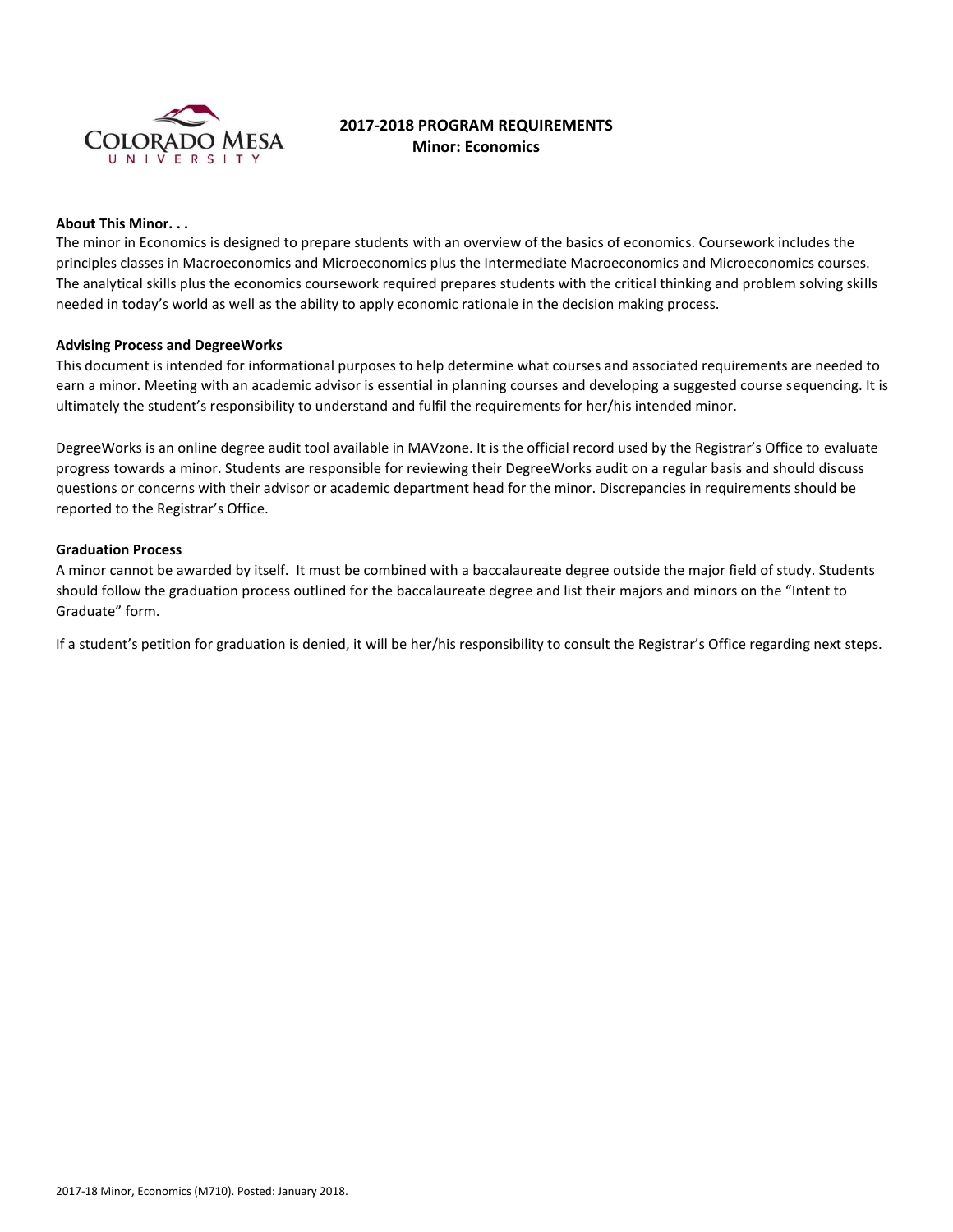# 2017-2018 PROGRAM REQUIREMENTS
## Minor: Economics

**About This Minor. . .**

The minor in Economics is designed to prepare students with an overview of the basics of economics. Coursework includes the principles classes in Macroeconomics and Microeconomics plus the Intermediate Macroeconomics and Microeconomics courses. The analytical skills plus the economics coursework required prepares students with the critical thinking and problem solving skills needed in today's world as well as the ability to apply economic rationale in the decision making process.

**Advising Process and DegreeWorks**

This document is intended for informational purposes to help determine what courses and associated requirements are needed to earn a minor. Meeting with an academic advisor is essential in planning courses and developing a suggested course sequencing. It is ultimately the student's responsibility to understand and fulfil the requirements for her/his intended minor.

DegreeWorks is an online degree audit tool available in MAVzone. It is the official record used by the Registrar's Office to evaluate progress towards a minor. Students are responsible for reviewing their DegreeWorks audit on a regular basis and should discuss questions or concerns with their advisor or academic department head for the minor. Discrepancies in requirements should be reported to the Registrar's Office.

**Graduation Process**

A minor cannot be awarded by itself. It must be combined with a baccalaureate degree outside the major field of study. Students should follow the graduation process outlined for the baccalaureate degree and list their majors and minors on the "Intent to Graduate" form.

If a student's petition for graduation is denied, it will be her/his responsibility to consult the Registrar's Office regarding next steps.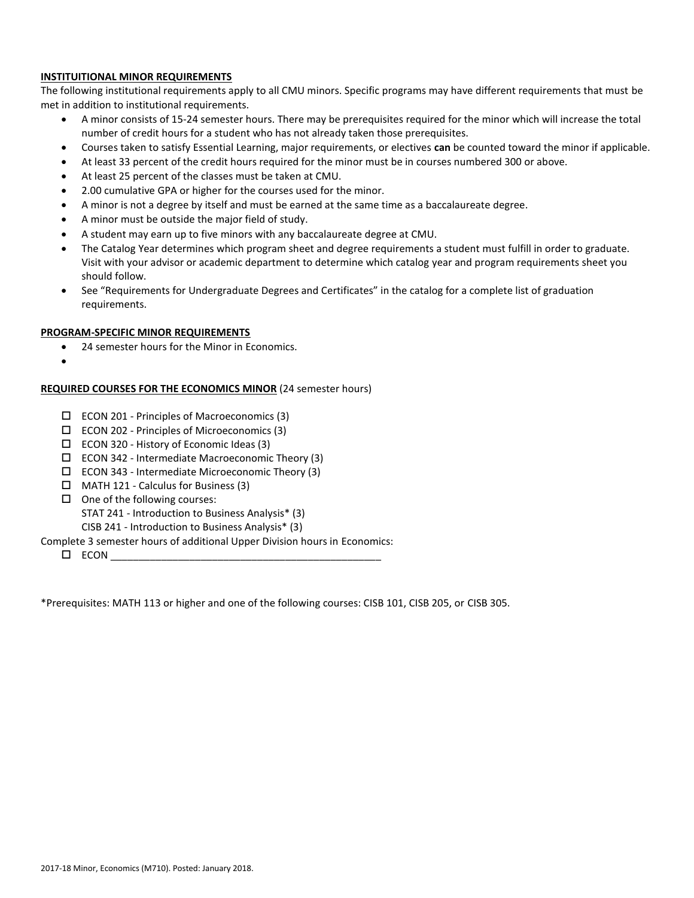**INSTIITUITIONAL MINOR REQUIREMENTS**

The following institutional requirements apply to all CMU minors. Specific programs may have different requirements that must be met in addition to institutional requirements.

- A minor consists of 15-24 semester hours. There may be prerequisites required for the minor which will increase the total number of credit hours for a student who has not already taken those prerequisites.
- Courses taken to satisfy Essential Learning, major requirements, or electives **can** be counted toward the minor if applicable.
- At least 33 percent of the credit hours required for the minor must be in courses numbered 300 or above.
- At least 25 percent of the classes must be taken at CMU.
- 2.00 cumulative GPA or higher for the courses used for the minor.
- A minor is not a degree by itself and must be earned at the same time as a baccalaureate degree.
- A minor must be outside the major field of study.
- A student may earn up to five minors with any baccalaureate degree at CMU.
- The Catalog Year determines which program sheet and degree requirements a student must fulfill in order to graduate. Visit with your advisor or academic department to determine which catalog year and program requirements sheet you should follow.
- See "Requirements for Undergraduate Degrees and Certificates" in the catalog for a complete list of graduation requirements.

**PROGRAM-SPECIFIC MINOR REQUIREMENTS**

- 24 semester hours for the Minor in Economics.
-

**REQUIRED COURSES FOR THE ECONOMICS MINOR** (24 semester hours)

- ☐ ECON 201 - Principles of Macroeconomics (3)
- ☐ ECON 202 - Principles of Microeconomics (3)
- ☐ ECON 320 - History of Economic Ideas (3)
- ☐ ECON 342 - Intermediate Macroeconomic Theory (3)
- ☐ ECON 343 - Intermediate Microeconomic Theory (3)
- ☐ MATH 121 - Calculus for Business (3)
- ☐ One of the following courses:
  STAT 241 - Introduction to Business Analysis* (3)
  CISB 241 - Introduction to Business Analysis* (3)

Complete 3 semester hours of additional Upper Division hours in Economics:

- ☐ ECON ______________________________________________

*Prerequisites: MATH 113 or higher and one of the following courses: CISB 101, CISB 205, or CISB 305.

2017-18 Minor, Economics (M710). Posted: January 2018.